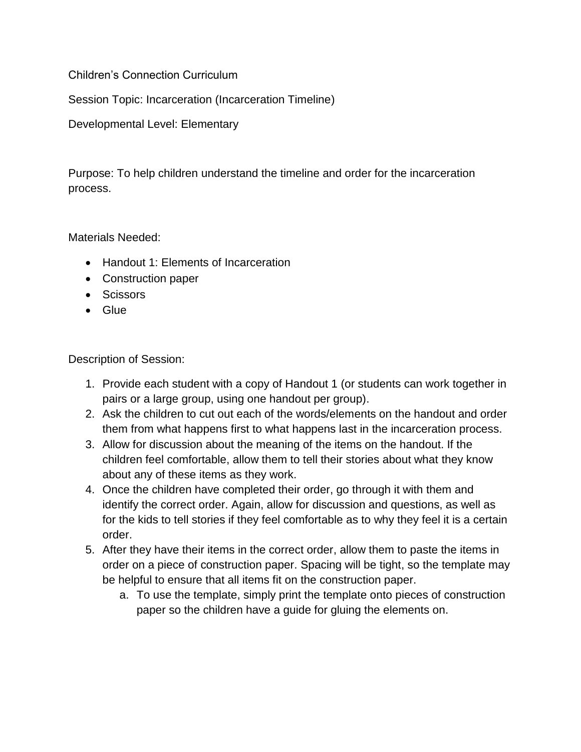Children's Connection Curriculum

Session Topic: Incarceration (Incarceration Timeline)

Developmental Level: Elementary

Purpose: To help children understand the timeline and order for the incarceration process.

Materials Needed:

- Handout 1: Elements of Incarceration
- Construction paper
- Scissors
- Glue

Description of Session:

1. Provide each student with a copy of Handout 1 (or students can work together in pairs or a large group, using one handout per group).
2. Ask the children to cut out each of the words/elements on the handout and order them from what happens first to what happens last in the incarceration process.
3. Allow for discussion about the meaning of the items on the handout. If the children feel comfortable, allow them to tell their stories about what they know about any of these items as they work.
4. Once the children have completed their order, go through it with them and identify the correct order. Again, allow for discussion and questions, as well as for the kids to tell stories if they feel comfortable as to why they feel it is a certain order.
5. After they have their items in the correct order, allow them to paste the items in order on a piece of construction paper. Spacing will be tight, so the template may be helpful to ensure that all items fit on the construction paper.
    a. To use the template, simply print the template onto pieces of construction paper so the children have a guide for gluing the elements on.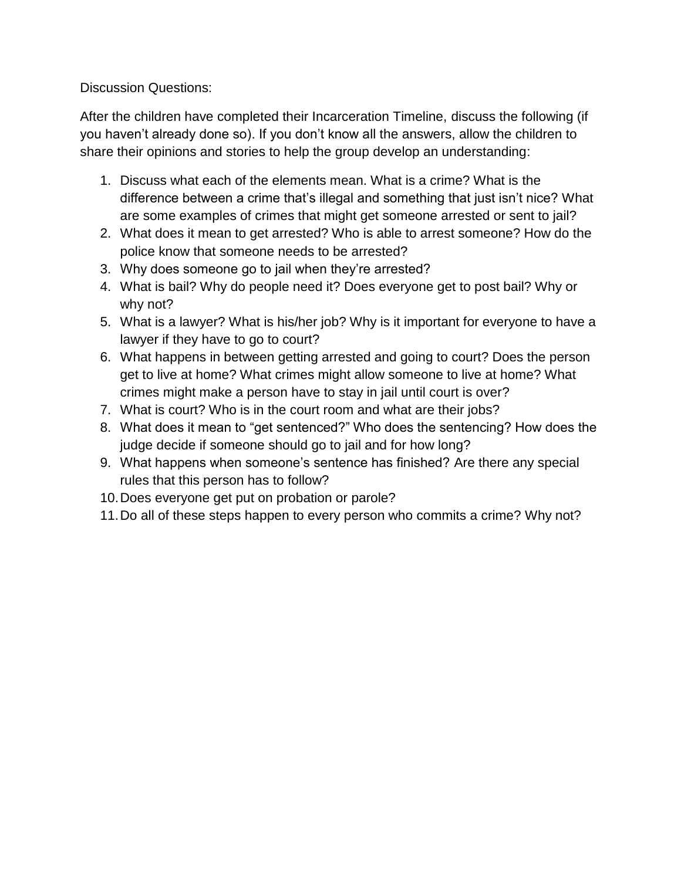Discussion Questions:

After the children have completed their Incarceration Timeline, discuss the following (if you haven't already done so). If you don't know all the answers, allow the children to share their opinions and stories to help the group develop an understanding:

1. Discuss what each of the elements mean. What is a crime? What is the difference between a crime that's illegal and something that just isn't nice? What are some examples of crimes that might get someone arrested or sent to jail?
2. What does it mean to get arrested? Who is able to arrest someone? How do the police know that someone needs to be arrested?
3. Why does someone go to jail when they're arrested?
4. What is bail? Why do people need it? Does everyone get to post bail? Why or why not?
5. What is a lawyer? What is his/her job? Why is it important for everyone to have a lawyer if they have to go to court?
6. What happens in between getting arrested and going to court? Does the person get to live at home? What crimes might allow someone to live at home? What crimes might make a person have to stay in jail until court is over?
7. What is court? Who is in the court room and what are their jobs?
8. What does it mean to "get sentenced?" Who does the sentencing? How does the judge decide if someone should go to jail and for how long?
9. What happens when someone's sentence has finished? Are there any special rules that this person has to follow?
10. Does everyone get put on probation or parole?
11. Do all of these steps happen to every person who commits a crime? Why not?